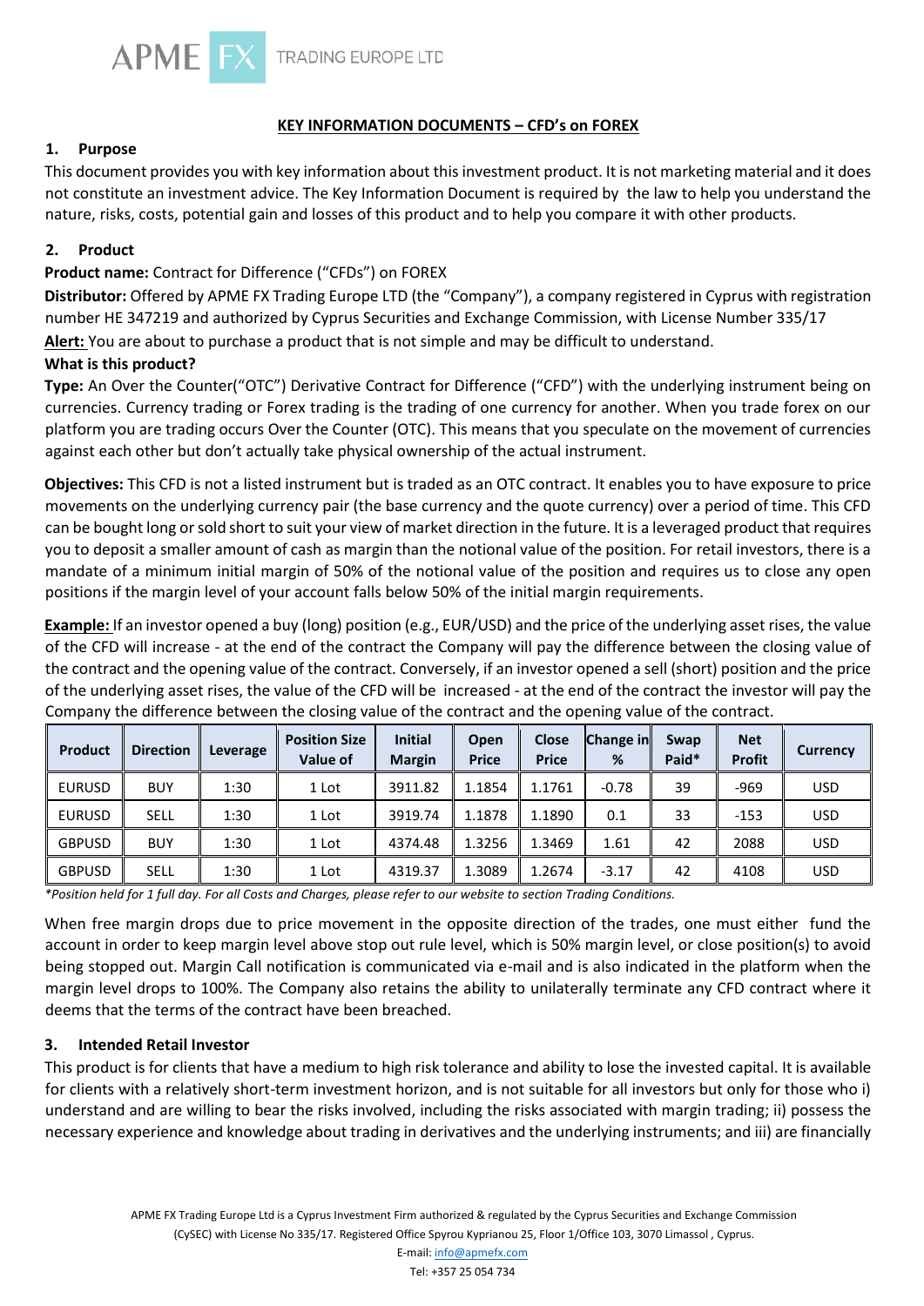APME FX TRADING EUROPE LTD

## KEY INFORMATION DOCUMENTS – CFD's on FOREX

### 1. Purpose

This document provides you with key information about this investment product. It is not marketing material and it does not constitute an investment advice. The Key Information Document is required by the law to help you understand the nature, risks, costs, potential gain and losses of this product and to help you compare it with other products.

### 2. Product

**Product name:** Contract for Difference ("CFDs") on FOREX

**Distributor:** Offered by APME FX Trading Europe LTD (the "Company"), a company registered in Cyprus with registration number HE 347219 and authorized by Cyprus Securities and Exchange Commission, with License Number 335/17

**Alert:** You are about to purchase a product that is not simple and may be difficult to understand.

**What is this product?**

**Type:** An Over the Counter("OTC") Derivative Contract for Difference ("CFD") with the underlying instrument being on currencies. Currency trading or Forex trading is the trading of one currency for another. When you trade forex on our platform you are trading occurs Over the Counter (OTC). This means that you speculate on the movement of currencies against each other but don't actually take physical ownership of the actual instrument.

**Objectives:** This CFD is not a listed instrument but is traded as an OTC contract. It enables you to have exposure to price movements on the underlying currency pair (the base currency and the quote currency) over a period of time. This CFD can be bought long or sold short to suit your view of market direction in the future. It is a leveraged product that requires you to deposit a smaller amount of cash as margin than the notional value of the position. For retail investors, there is a mandate of a minimum initial margin of 50% of the notional value of the position and requires us to close any open positions if the margin level of your account falls below 50% of the initial margin requirements.

**Example:** If an investor opened a buy (long) position (e.g., EUR/USD) and the price of the underlying asset rises, the value of the CFD will increase - at the end of the contract the Company will pay the difference between the closing value of the contract and the opening value of the contract. Conversely, if an investor opened a sell (short) position and the price of the underlying asset rises, the value of the CFD will be increased - at the end of the contract the investor will pay the Company the difference between the closing value of the contract and the opening value of the contract.

| Product | Direction | Leverage | Position Size Value of | Initial Margin | Open Price | Close Price | Change in % | Swap Paid* | Net Profit | Currency |
|---|---|---|---|---|---|---|---|---|---|---|
| EURUSD | BUY | 1:30 | 1 Lot | 3911.82 | 1.1854 | 1.1761 | -0.78 | 39 | -969 | USD |
| EURUSD | SELL | 1:30 | 1 Lot | 3919.74 | 1.1878 | 1.1890 | 0.1 | 33 | -153 | USD |
| GBPUSD | BUY | 1:30 | 1 Lot | 4374.48 | 1.3256 | 1.3469 | 1.61 | 42 | 2088 | USD |
| GBPUSD | SELL | 1:30 | 1 Lot | 4319.37 | 1.3089 | 1.2674 | -3.17 | 42 | 4108 | USD |

*\*Position held for 1 full day. For all Costs and Charges, please refer to our website to section Trading Conditions.*

When free margin drops due to price movement in the opposite direction of the trades, one must either fund the account in order to keep margin level above stop out rule level, which is 50% margin level, or close position(s) to avoid being stopped out. Margin Call notification is communicated via e-mail and is also indicated in the platform when the margin level drops to 100%. The Company also retains the ability to unilaterally terminate any CFD contract where it deems that the terms of the contract have been breached.

### 3. Intended Retail Investor

This product is for clients that have a medium to high risk tolerance and ability to lose the invested capital. It is available for clients with a relatively short-term investment horizon, and is not suitable for all investors but only for those who i) understand and are willing to bear the risks involved, including the risks associated with margin trading; ii) possess the necessary experience and knowledge about trading in derivatives and the underlying instruments; and iii) are financially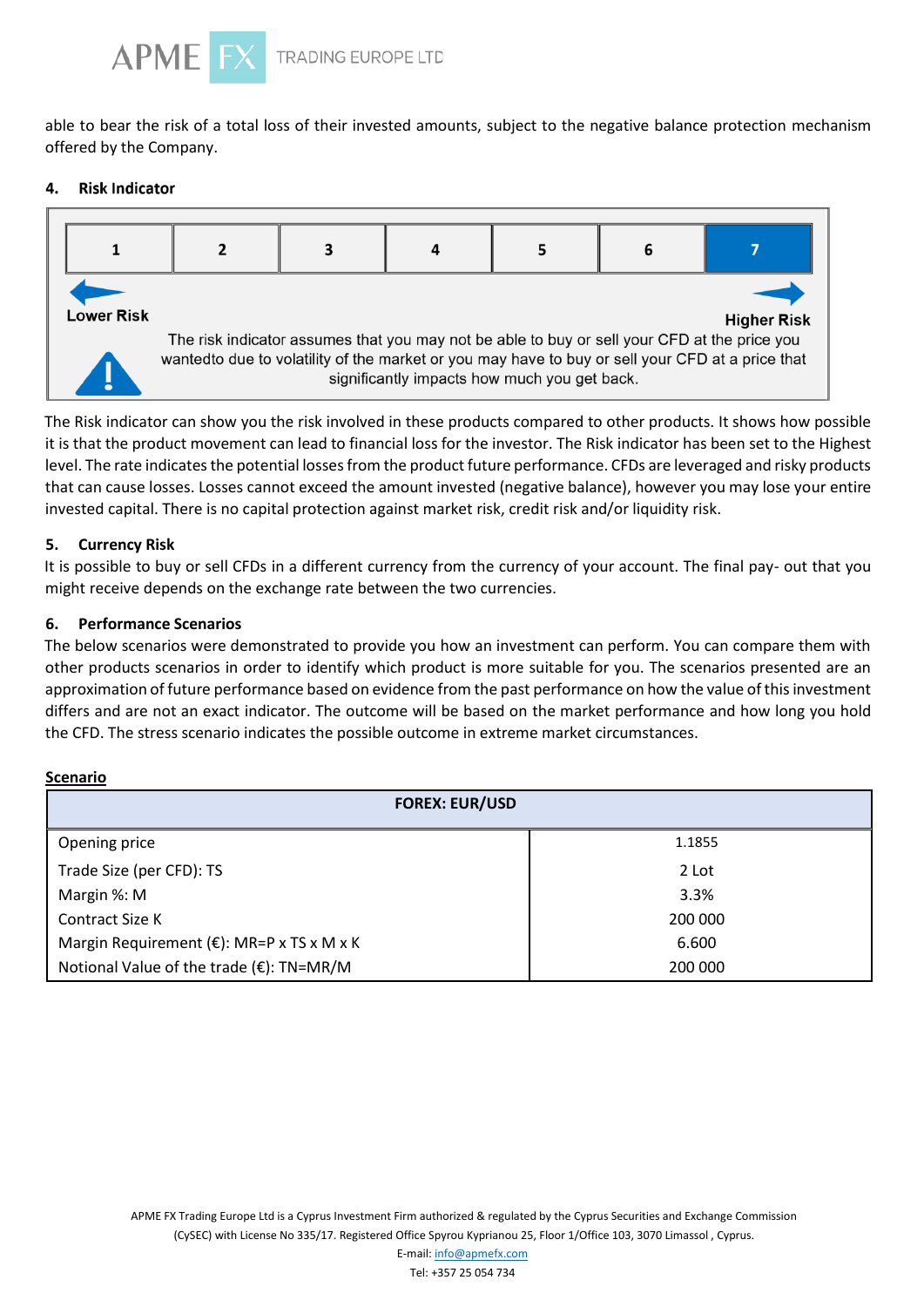able to bear the risk of a total loss of their invested amounts, subject to the negative balance protection mechanism offered by the Company.

### 4. Risk Indicator

| 1 | 2 | 3 | 4 | 5 | 6 | **7** |
|---|---|---|---|---|---|---|

Lower Risk — Higher Risk

The risk indicator assumes that you may not be able to buy or sell your CFD at the price you wantedto due to volatility of the market or you may have to buy or sell your CFD at a price that significantly impacts how much you get back.

The Risk indicator can show you the risk involved in these products compared to other products. It shows how possible it is that the product movement can lead to financial loss for the investor. The Risk indicator has been set to the Highest level. The rate indicates the potential losses from the product future performance. CFDs are leveraged and risky products that can cause losses. Losses cannot exceed the amount invested (negative balance), however you may lose your entire invested capital. There is no capital protection against market risk, credit risk and/or liquidity risk.

### 5. Currency Risk

It is possible to buy or sell CFDs in a different currency from the currency of your account. The final pay- out that you might receive depends on the exchange rate between the two currencies.

### 6. Performance Scenarios

The below scenarios were demonstrated to provide you how an investment can perform. You can compare them with other products scenarios in order to identify which product is more suitable for you. The scenarios presented are an approximation of future performance based on evidence from the past performance on how the value of this investment differs and are not an exact indicator. The outcome will be based on the market performance and how long you hold the CFD. The stress scenario indicates the possible outcome in extreme market circumstances.

**Scenario**

| FOREX: EUR/USD | |
|---|---|
| Opening price | 1.1855 |
| Trade Size (per CFD): TS | 2 Lot |
| Margin %: M | 3.3% |
| Contract Size K | 200 000 |
| Margin Requirement (€): MR=P x TS x M x K | 6.600 |
| Notional Value of the trade (€): TN=MR/M | 200 000 |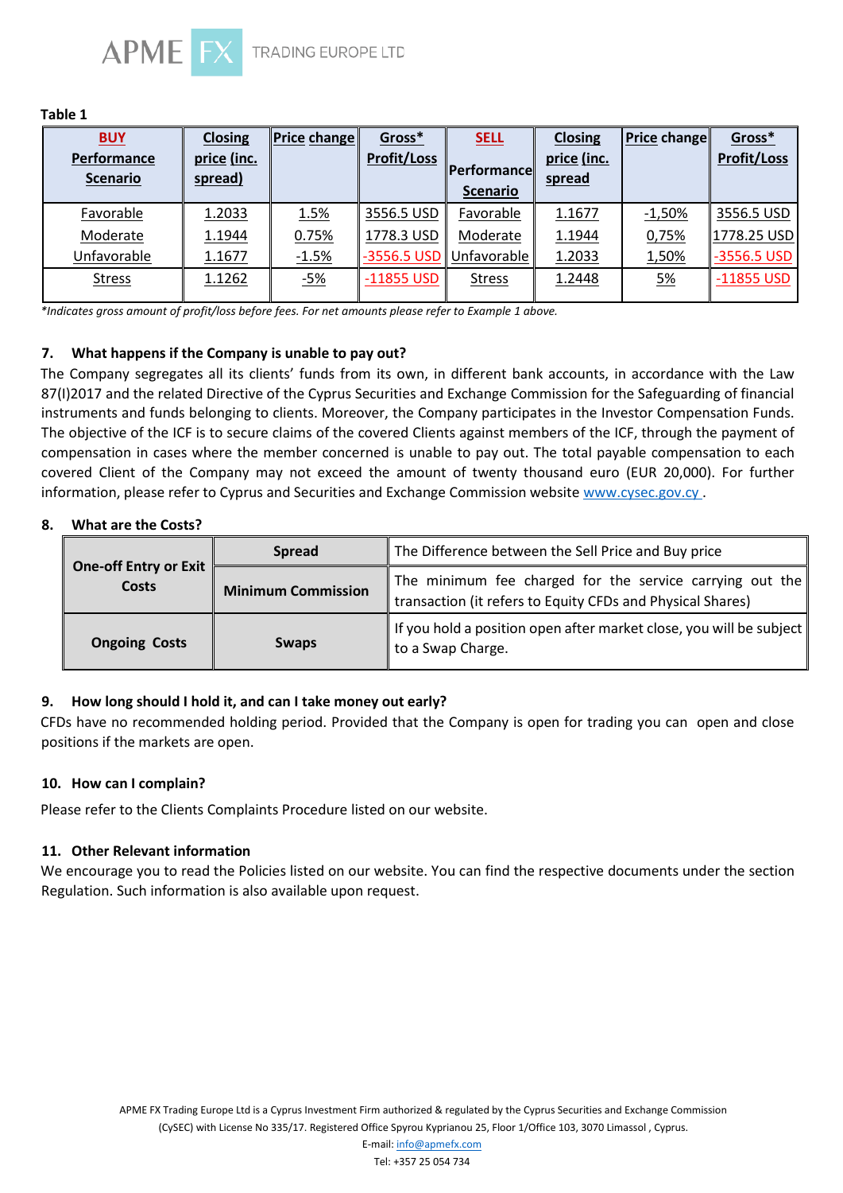**Table 1**

| BUY Performance Scenario | Closing price (inc. spread) | Price change | Gross* Profit/Loss | SELL Performance Scenario | Closing price (inc. spread | Price change | Gross* Profit/Loss |
|---|---|---|---|---|---|---|---|
| Favorable | 1.2033 | 1.5% | 3556.5 USD | Favorable | 1.1677 | -1,50% | 3556.5 USD |
| Moderate | 1.1944 | 0.75% | 1778.3 USD | Moderate | 1.1944 | 0,75% | 1778.25 USD |
| Unfavorable | 1.1677 | -1.5% | -3556.5 USD | Unfavorable | 1.2033 | 1,50% | -3556.5 USD |
| Stress | 1.1262 | -5% | -11855 USD | Stress | 1.2448 | 5% | -11855 USD |

*\*Indicates gross amount of profit/loss before fees. For net amounts please refer to Example 1 above.*

### 7. What happens if the Company is unable to pay out?

The Company segregates all its clients' funds from its own, in different bank accounts, in accordance with the Law 87(I)2017 and the related Directive of the Cyprus Securities and Exchange Commission for the Safeguarding of financial instruments and funds belonging to clients. Moreover, the Company participates in the Investor Compensation Funds. The objective of the ICF is to secure claims of the covered Clients against members of the ICF, through the payment of compensation in cases where the member concerned is unable to pay out. The total payable compensation to each covered Client of the Company may not exceed the amount of twenty thousand euro (EUR 20,000). For further information, please refer to Cyprus and Securities and Exchange Commission website www.cysec.gov.cy .

### 8. What are the Costs?

| | | |
|---|---|---|
| **One-off Entry or Exit Costs** | **Spread** | The Difference between the Sell Price and Buy price |
| | **Minimum Commission** | The minimum fee charged for the service carrying out the transaction (it refers to Equity CFDs and Physical Shares) |
| **Ongoing Costs** | **Swaps** | If you hold a position open after market close, you will be subject to a Swap Charge. |

### 9. How long should I hold it, and can I take money out early?

CFDs have no recommended holding period. Provided that the Company is open for trading you can open and close positions if the markets are open.

### 10. How can I complain?

Please refer to the Clients Complaints Procedure listed on our website.

### 11. Other Relevant information

We encourage you to read the Policies listed on our website. You can find the respective documents under the section Regulation. Such information is also available upon request.

APME FX Trading Europe Ltd is a Cyprus Investment Firm authorized & regulated by the Cyprus Securities and Exchange Commission (CySEC) with License No 335/17. Registered Office Spyrou Kyprianou 25, Floor 1/Office 103, 3070 Limassol , Cyprus.
E-mail: info@apmefx.com
Tel: +357 25 054 734